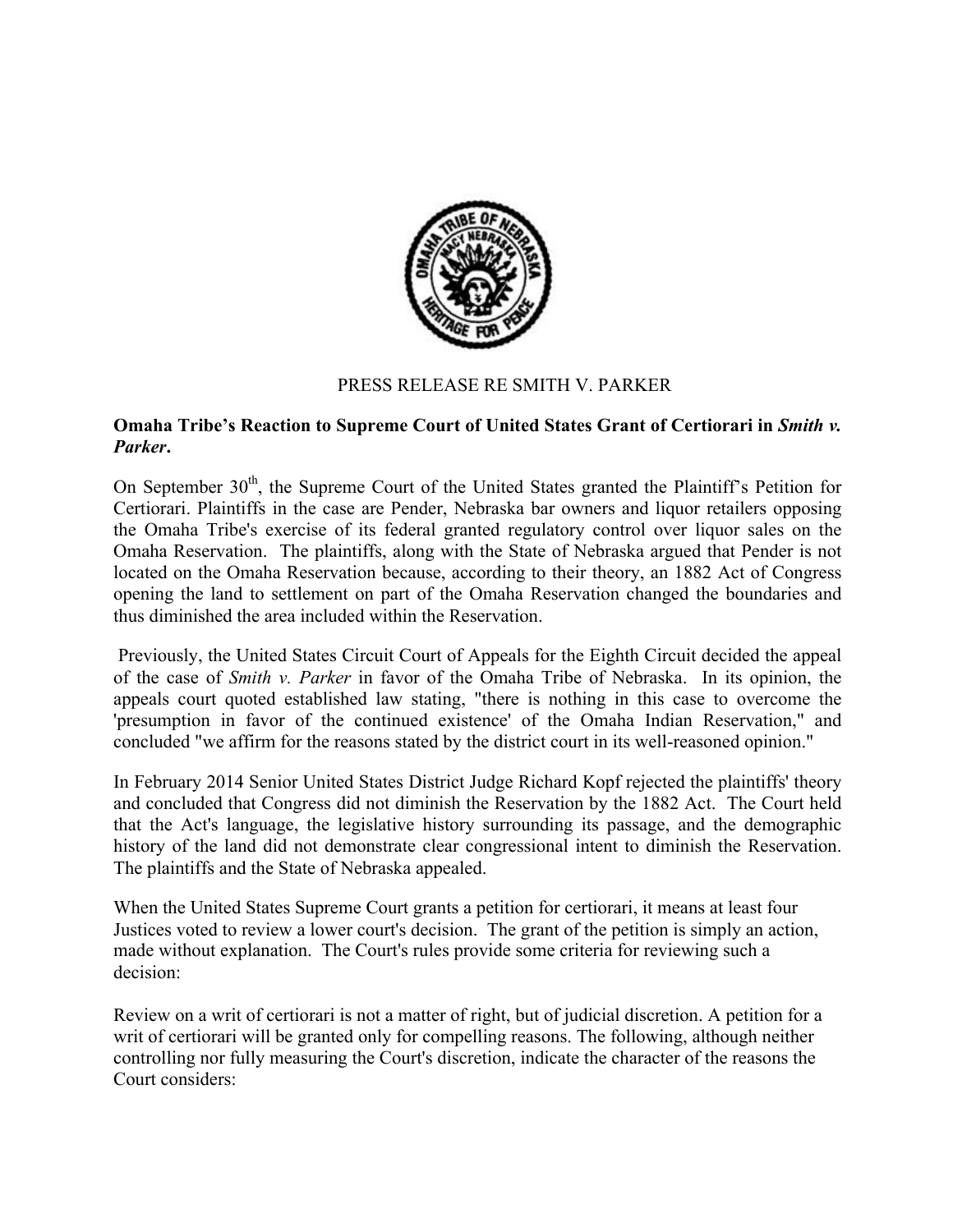PRESS RELEASE RE SMITH V. PARKER

**Omaha Tribe's Reaction to Supreme Court of United States Grant of Certiorari in *Smith v. Parker*.**

On September 30th, the Supreme Court of the United States granted the Plaintiff's Petition for Certiorari. Plaintiffs in the case are Pender, Nebraska bar owners and liquor retailers opposing the Omaha Tribe's exercise of its federal granted regulatory control over liquor sales on the Omaha Reservation. The plaintiffs, along with the State of Nebraska argued that Pender is not located on the Omaha Reservation because, according to their theory, an 1882 Act of Congress opening the land to settlement on part of the Omaha Reservation changed the boundaries and thus diminished the area included within the Reservation.

Previously, the United States Circuit Court of Appeals for the Eighth Circuit decided the appeal of the case of *Smith v. Parker* in favor of the Omaha Tribe of Nebraska. In its opinion, the appeals court quoted established law stating, "there is nothing in this case to overcome the 'presumption in favor of the continued existence' of the Omaha Indian Reservation," and concluded "we affirm for the reasons stated by the district court in its well-reasoned opinion."

In February 2014 Senior United States District Judge Richard Kopf rejected the plaintiffs' theory and concluded that Congress did not diminish the Reservation by the 1882 Act. The Court held that the Act's language, the legislative history surrounding its passage, and the demographic history of the land did not demonstrate clear congressional intent to diminish the Reservation. The plaintiffs and the State of Nebraska appealed.

When the United States Supreme Court grants a petition for certiorari, it means at least four Justices voted to review a lower court's decision. The grant of the petition is simply an action, made without explanation. The Court's rules provide some criteria for reviewing such a decision:

Review on a writ of certiorari is not a matter of right, but of judicial discretion. A petition for a writ of certiorari will be granted only for compelling reasons. The following, although neither controlling nor fully measuring the Court's discretion, indicate the character of the reasons the Court considers: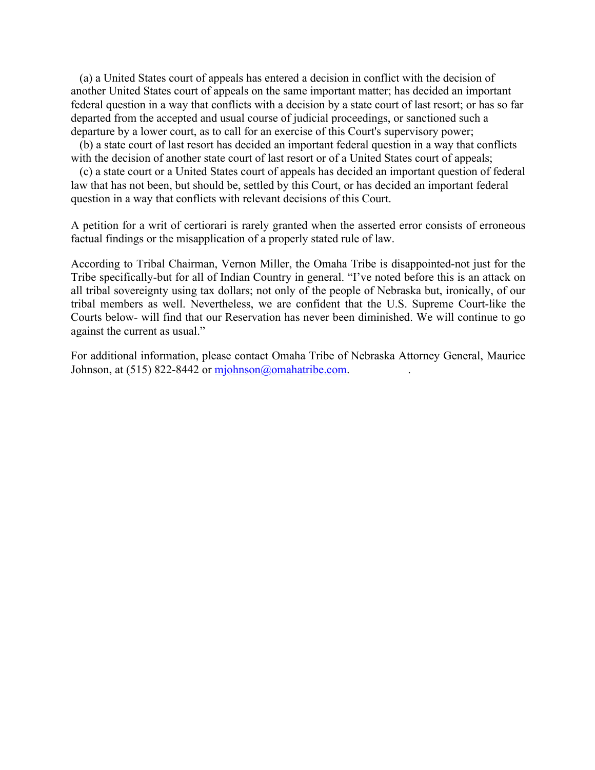(a) a United States court of appeals has entered a decision in conflict with the decision of another United States court of appeals on the same important matter; has decided an important federal question in a way that conflicts with a decision by a state court of last resort; or has so far departed from the accepted and usual course of judicial proceedings, or sanctioned such a departure by a lower court, as to call for an exercise of this Court's supervisory power;

(b) a state court of last resort has decided an important federal question in a way that conflicts with the decision of another state court of last resort or of a United States court of appeals;

(c) a state court or a United States court of appeals has decided an important question of federal law that has not been, but should be, settled by this Court, or has decided an important federal question in a way that conflicts with relevant decisions of this Court.

A petition for a writ of certiorari is rarely granted when the asserted error consists of erroneous factual findings or the misapplication of a properly stated rule of law.

According to Tribal Chairman, Vernon Miller, the Omaha Tribe is disappointed-not just for the Tribe specifically-but for all of Indian Country in general. "I've noted before this is an attack on all tribal sovereignty using tax dollars; not only of the people of Nebraska but, ironically, of our tribal members as well. Nevertheless, we are confident that the U.S. Supreme Court-like the Courts below- will find that our Reservation has never been diminished. We will continue to go against the current as usual."

For additional information, please contact Omaha Tribe of Nebraska Attorney General, Maurice Johnson, at (515) 822-8442 or mjohnson@omahatribe.com.